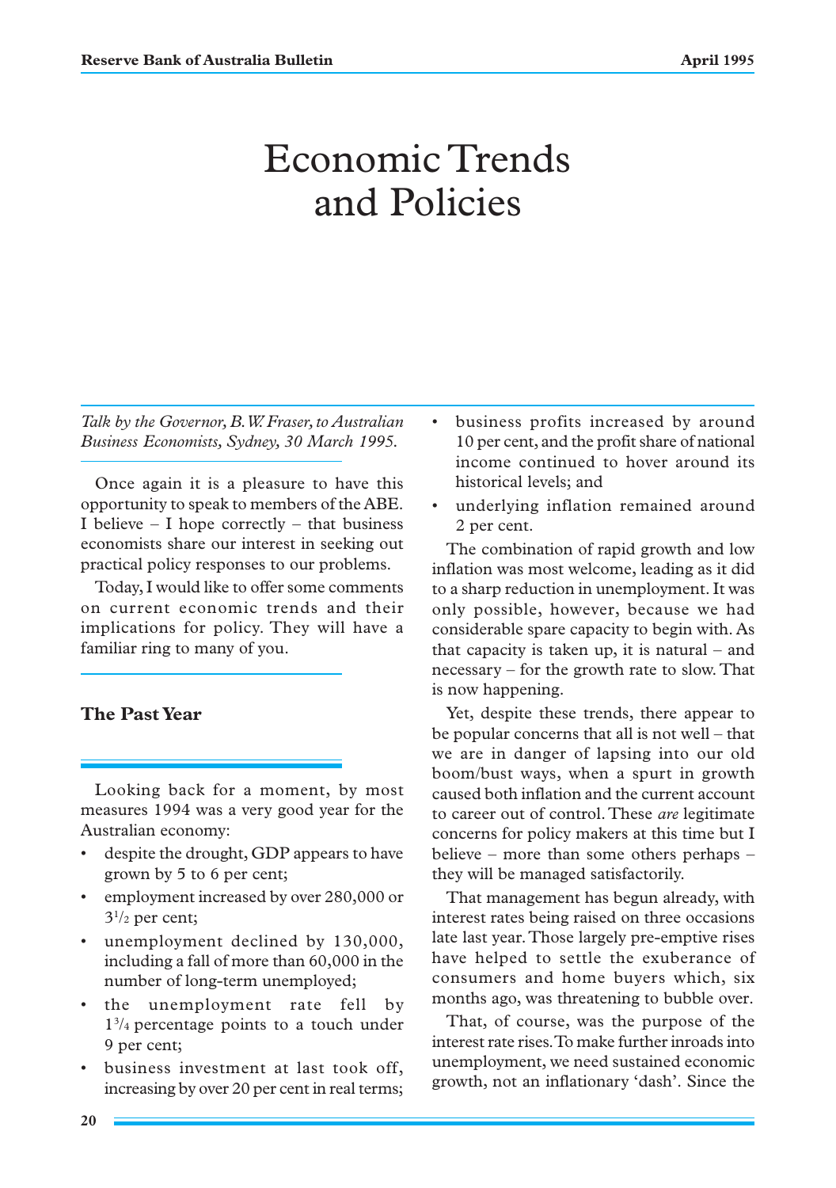# Economic Trends and Policies

*Talk by the Governor, B.W. Fraser, to Australian Business Economists, Sydney, 30 March 1995.*

Once again it is a pleasure to have this opportunity to speak to members of the ABE. I believe – I hope correctly – that business economists share our interest in seeking out practical policy responses to our problems.

Today, I would like to offer some comments on current economic trends and their implications for policy. They will have a familiar ring to many of you.

## The Past Year

Looking back for a moment, by most measures 1994 was a very good year for the Australian economy:

- despite the drought, GDP appears to have grown by 5 to 6 per cent;
- employment increased by over 280,000 or $3^1/_2$ per cent;
- unemployment declined by 130,000, including a fall of more than 60,000 in the number of long-term unemployed;
- the unemployment rate fell by $1^3/_4$ percentage points to a touch under 9 per cent;
- business investment at last took off, increasing by over 20 per cent in real terms;
- business profits increased by around 10 per cent, and the profit share of national income continued to hover around its historical levels; and
- underlying inflation remained around 2 per cent.

The combination of rapid growth and low inflation was most welcome, leading as it did to a sharp reduction in unemployment. It was only possible, however, because we had considerable spare capacity to begin with. As that capacity is taken up, it is natural – and necessary – for the growth rate to slow. That is now happening.

Yet, despite these trends, there appear to be popular concerns that all is not well – that we are in danger of lapsing into our old boom/bust ways, when a spurt in growth caused both inflation and the current account to career out of control. These *are* legitimate concerns for policy makers at this time but I believe – more than some others perhaps – they will be managed satisfactorily.

That management has begun already, with interest rates being raised on three occasions late last year. Those largely pre-emptive rises have helped to settle the exuberance of consumers and home buyers which, six months ago, was threatening to bubble over.

That, of course, was the purpose of the interest rate rises. To make further inroads into unemployment, we need sustained economic growth, not an inflationary 'dash'. Since the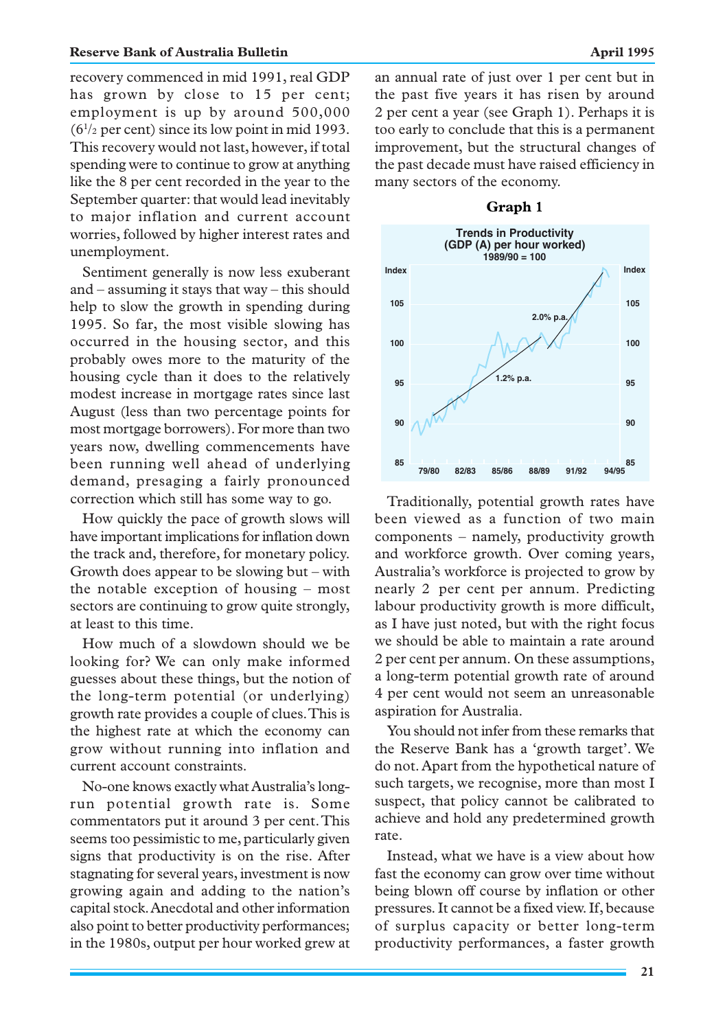recovery commenced in mid 1991, real GDP has grown by close to 15 per cent; employment is up by around 500,000 (6½ per cent) since its low point in mid 1993. This recovery would not last, however, if total spending were to continue to grow at anything like the 8 per cent recorded in the year to the September quarter: that would lead inevitably to major inflation and current account worries, followed by higher interest rates and unemployment.

Sentiment generally is now less exuberant and – assuming it stays that way – this should help to slow the growth in spending during 1995. So far, the most visible slowing has occurred in the housing sector, and this probably owes more to the maturity of the housing cycle than it does to the relatively modest increase in mortgage rates since last August (less than two percentage points for most mortgage borrowers). For more than two years now, dwelling commencements have been running well ahead of underlying demand, presaging a fairly pronounced correction which still has some way to go.

How quickly the pace of growth slows will have important implications for inflation down the track and, therefore, for monetary policy. Growth does appear to be slowing but – with the notable exception of housing – most sectors are continuing to grow quite strongly, at least to this time.

How much of a slowdown should we be looking for? We can only make informed guesses about these things, but the notion of the long-term potential (or underlying) growth rate provides a couple of clues. This is the highest rate at which the economy can grow without running into inflation and current account constraints.

No-one knows exactly what Australia's long-run potential growth rate is. Some commentators put it around 3 per cent. This seems too pessimistic to me, particularly given signs that productivity is on the rise. After stagnating for several years, investment is now growing again and adding to the nation's capital stock. Anecdotal and other information also point to better productivity performances; in the 1980s, output per hour worked grew at an annual rate of just over 1 per cent but in the past five years it has risen by around 2 per cent a year (see Graph 1). Perhaps it is too early to conclude that this is a permanent improvement, but the structural changes of the past decade must have raised efficiency in many sectors of the economy.

**Graph 1**

**Trends in Productivity**
**(GDP (A) per hour worked)**
1989/90 = 100

Traditionally, potential growth rates have been viewed as a function of two main components – namely, productivity growth and workforce growth. Over coming years, Australia's workforce is projected to grow by nearly 2 per cent per annum. Predicting labour productivity growth is more difficult, as I have just noted, but with the right focus we should be able to maintain a rate around 2 per cent per annum. On these assumptions, a long-term potential growth rate of around 4 per cent would not seem an unreasonable aspiration for Australia.

You should not infer from these remarks that the Reserve Bank has a 'growth target'. We do not. Apart from the hypothetical nature of such targets, we recognise, more than most I suspect, that policy cannot be calibrated to achieve and hold any predetermined growth rate.

Instead, what we have is a view about how fast the economy can grow over time without being blown off course by inflation or other pressures. It cannot be a fixed view. If, because of surplus capacity or better long-term productivity performances, a faster growth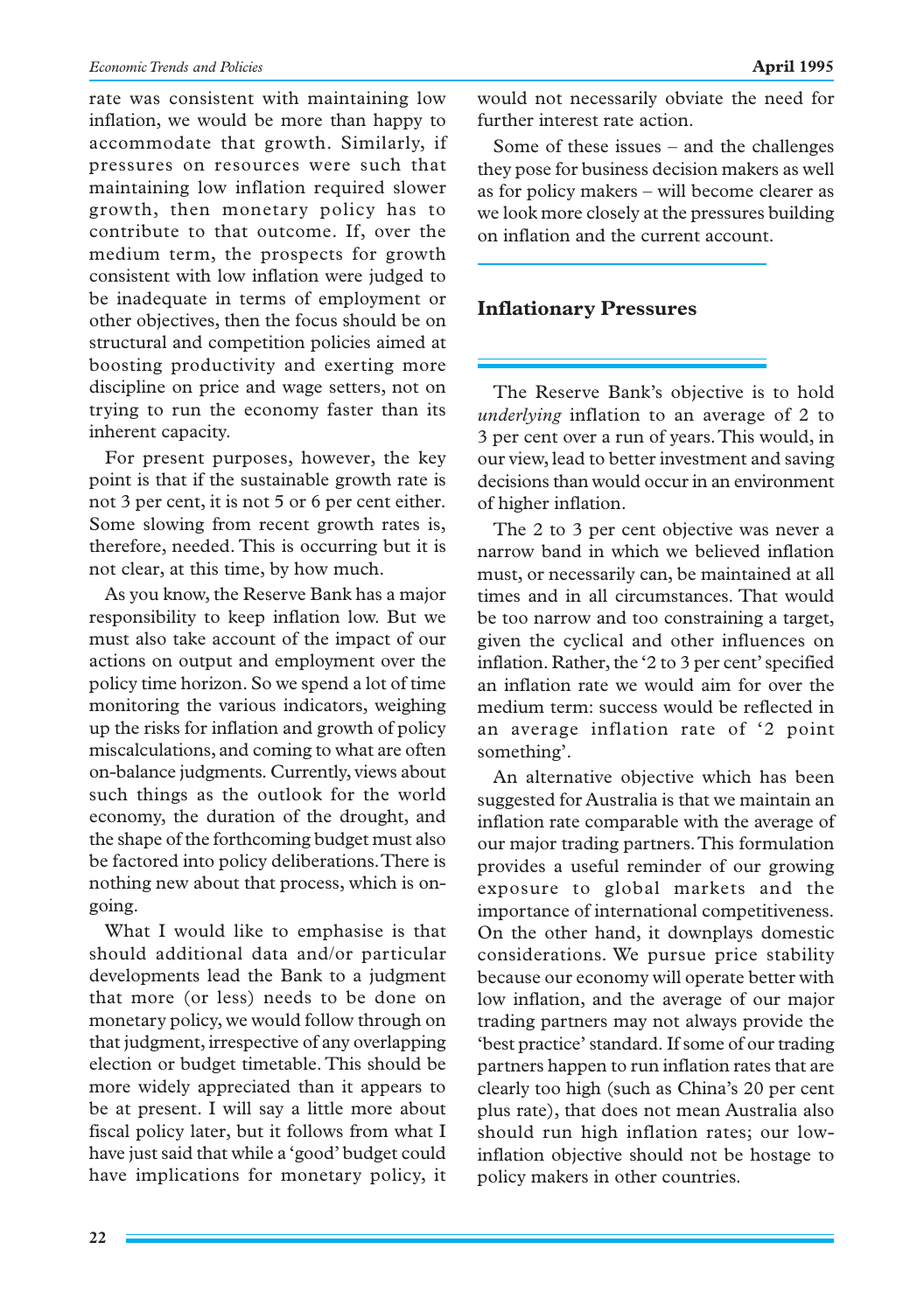rate was consistent with maintaining low inflation, we would be more than happy to accommodate that growth. Similarly, if pressures on resources were such that maintaining low inflation required slower growth, then monetary policy has to contribute to that outcome. If, over the medium term, the prospects for growth consistent with low inflation were judged to be inadequate in terms of employment or other objectives, then the focus should be on structural and competition policies aimed at boosting productivity and exerting more discipline on price and wage setters, not on trying to run the economy faster than its inherent capacity.

For present purposes, however, the key point is that if the sustainable growth rate is not 3 per cent, it is not 5 or 6 per cent either. Some slowing from recent growth rates is, therefore, needed. This is occurring but it is not clear, at this time, by how much.

As you know, the Reserve Bank has a major responsibility to keep inflation low. But we must also take account of the impact of our actions on output and employment over the policy time horizon. So we spend a lot of time monitoring the various indicators, weighing up the risks for inflation and growth of policy miscalculations, and coming to what are often on-balance judgments. Currently, views about such things as the outlook for the world economy, the duration of the drought, and the shape of the forthcoming budget must also be factored into policy deliberations. There is nothing new about that process, which is on-going.

What I would like to emphasise is that should additional data and/or particular developments lead the Bank to a judgment that more (or less) needs to be done on monetary policy, we would follow through on that judgment, irrespective of any overlapping election or budget timetable. This should be more widely appreciated than it appears to be at present. I will say a little more about fiscal policy later, but it follows from what I have just said that while a 'good' budget could have implications for monetary policy, it would not necessarily obviate the need for further interest rate action.

Some of these issues – and the challenges they pose for business decision makers as well as for policy makers – will become clearer as we look more closely at the pressures building on inflation and the current account.

## Inflationary Pressures

The Reserve Bank's objective is to hold *underlying* inflation to an average of 2 to 3 per cent over a run of years. This would, in our view, lead to better investment and saving decisions than would occur in an environment of higher inflation.

The 2 to 3 per cent objective was never a narrow band in which we believed inflation must, or necessarily can, be maintained at all times and in all circumstances. That would be too narrow and too constraining a target, given the cyclical and other influences on inflation. Rather, the '2 to 3 per cent' specified an inflation rate we would aim for over the medium term: success would be reflected in an average inflation rate of '2 point something'.

An alternative objective which has been suggested for Australia is that we maintain an inflation rate comparable with the average of our major trading partners. This formulation provides a useful reminder of our growing exposure to global markets and the importance of international competitiveness. On the other hand, it downplays domestic considerations. We pursue price stability because our economy will operate better with low inflation, and the average of our major trading partners may not always provide the 'best practice' standard. If some of our trading partners happen to run inflation rates that are clearly too high (such as China's 20 per cent plus rate), that does not mean Australia also should run high inflation rates; our low-inflation objective should not be hostage to policy makers in other countries.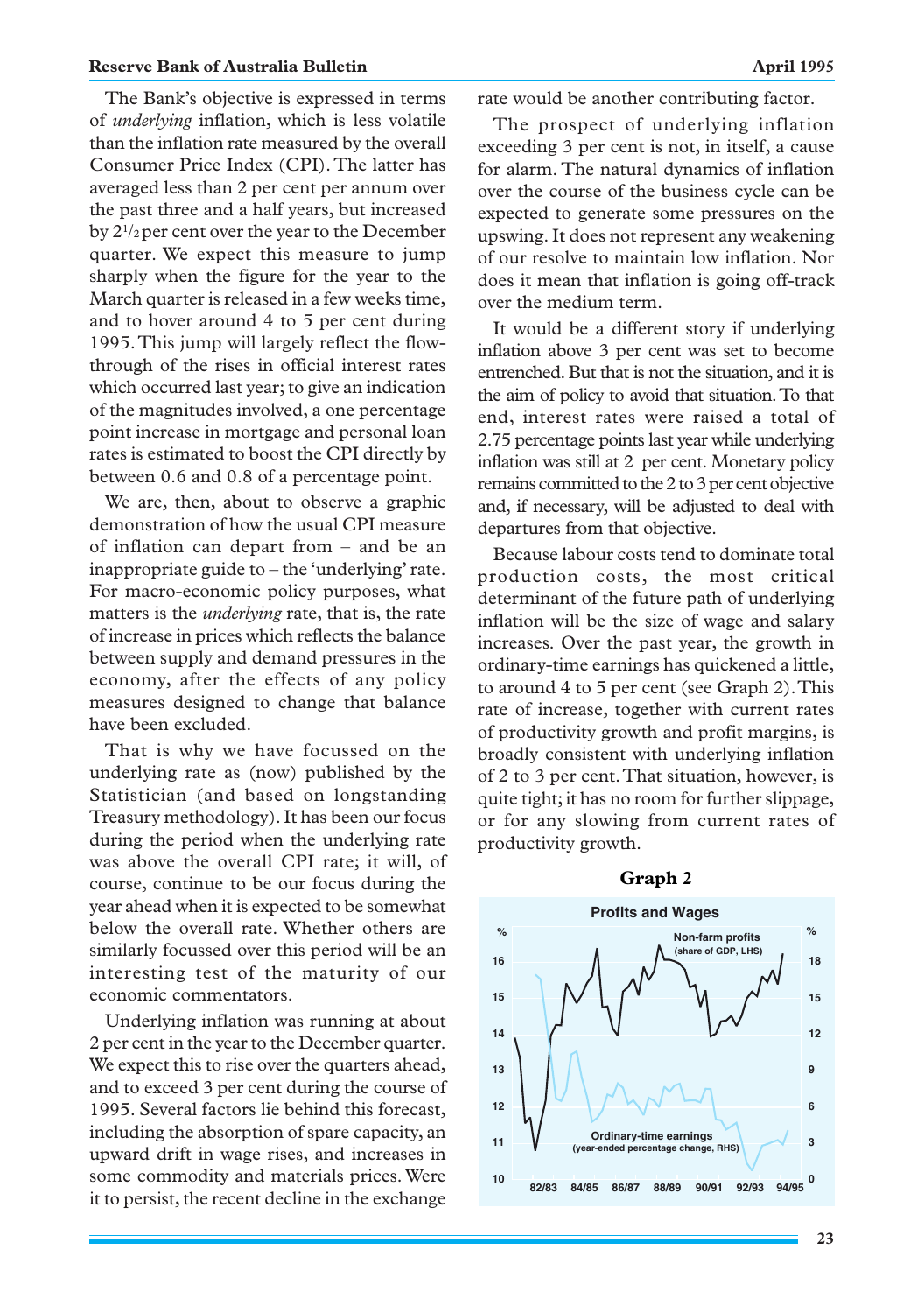The Bank's objective is expressed in terms of *underlying* inflation, which is less volatile than the inflation rate measured by the overall Consumer Price Index (CPI). The latter has averaged less than 2 per cent per annum over the past three and a half years, but increased by 2½ per cent over the year to the December quarter. We expect this measure to jump sharply when the figure for the year to the March quarter is released in a few weeks time, and to hover around 4 to 5 per cent during 1995. This jump will largely reflect the flow-through of the rises in official interest rates which occurred last year; to give an indication of the magnitudes involved, a one percentage point increase in mortgage and personal loan rates is estimated to boost the CPI directly by between 0.6 and 0.8 of a percentage point.

We are, then, about to observe a graphic demonstration of how the usual CPI measure of inflation can depart from – and be an inappropriate guide to – the 'underlying' rate. For macro-economic policy purposes, what matters is the *underlying* rate, that is, the rate of increase in prices which reflects the balance between supply and demand pressures in the economy, after the effects of any policy measures designed to change that balance have been excluded.

That is why we have focussed on the underlying rate as (now) published by the Statistician (and based on longstanding Treasury methodology). It has been our focus during the period when the underlying rate was above the overall CPI rate; it will, of course, continue to be our focus during the year ahead when it is expected to be somewhat below the overall rate. Whether others are similarly focussed over this period will be an interesting test of the maturity of our economic commentators.

Underlying inflation was running at about 2 per cent in the year to the December quarter. We expect this to rise over the quarters ahead, and to exceed 3 per cent during the course of 1995. Several factors lie behind this forecast, including the absorption of spare capacity, an upward drift in wage rises, and increases in some commodity and materials prices. Were it to persist, the recent decline in the exchange rate would be another contributing factor.

The prospect of underlying inflation exceeding 3 per cent is not, in itself, a cause for alarm. The natural dynamics of inflation over the course of the business cycle can be expected to generate some pressures on the upswing. It does not represent any weakening of our resolve to maintain low inflation. Nor does it mean that inflation is going off-track over the medium term.

It would be a different story if underlying inflation above 3 per cent was set to become entrenched. But that is not the situation, and it is the aim of policy to avoid that situation. To that end, interest rates were raised a total of 2.75 percentage points last year while underlying inflation was still at 2 per cent. Monetary policy remains committed to the 2 to 3 per cent objective and, if necessary, will be adjusted to deal with departures from that objective.

Because labour costs tend to dominate total production costs, the most critical determinant of the future path of underlying inflation will be the size of wage and salary increases. Over the past year, the growth in ordinary-time earnings has quickened a little, to around 4 to 5 per cent (see Graph 2). This rate of increase, together with current rates of productivity growth and profit margins, is broadly consistent with underlying inflation of 2 to 3 per cent. That situation, however, is quite tight; it has no room for further slippage, or for any slowing from current rates of productivity growth.

**Graph 2**

**Profits and Wages**

Non-farm profits (share of GDP, LHS)

Ordinary-time earnings (year-ended percentage change, RHS)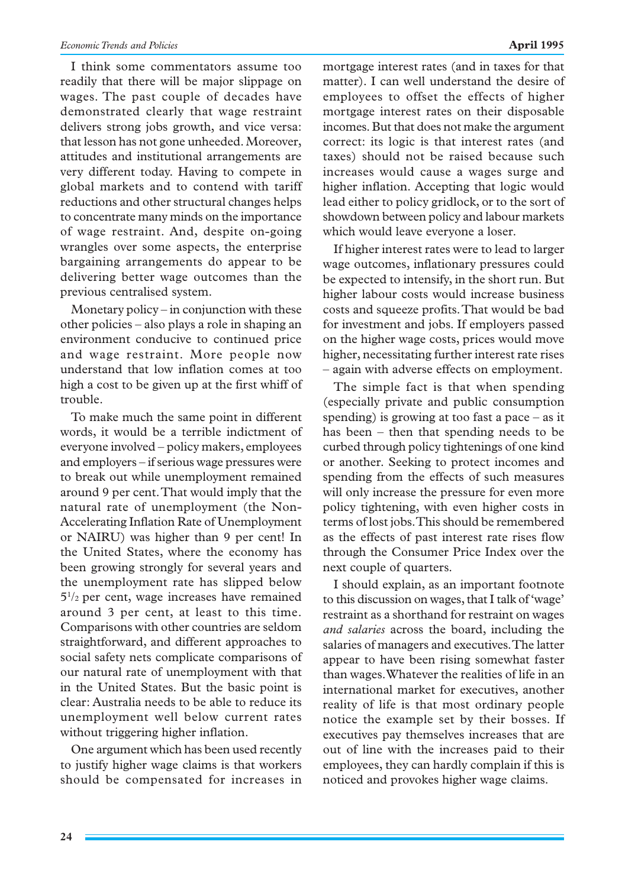I think some commentators assume too readily that there will be major slippage on wages. The past couple of decades have demonstrated clearly that wage restraint delivers strong jobs growth, and vice versa: that lesson has not gone unheeded. Moreover, attitudes and institutional arrangements are very different today. Having to compete in global markets and to contend with tariff reductions and other structural changes helps to concentrate many minds on the importance of wage restraint. And, despite on-going wrangles over some aspects, the enterprise bargaining arrangements do appear to be delivering better wage outcomes than the previous centralised system.

Monetary policy – in conjunction with these other policies – also plays a role in shaping an environment conducive to continued price and wage restraint. More people now understand that low inflation comes at too high a cost to be given up at the first whiff of trouble.

To make much the same point in different words, it would be a terrible indictment of everyone involved – policy makers, employees and employers – if serious wage pressures were to break out while unemployment remained around 9 per cent. That would imply that the natural rate of unemployment (the Non-Accelerating Inflation Rate of Unemployment or NAIRU) was higher than 9 per cent! In the United States, where the economy has been growing strongly for several years and the unemployment rate has slipped below $5^1/_2$ per cent, wage increases have remained around 3 per cent, at least to this time. Comparisons with other countries are seldom straightforward, and different approaches to social safety nets complicate comparisons of our natural rate of unemployment with that in the United States. But the basic point is clear: Australia needs to be able to reduce its unemployment well below current rates without triggering higher inflation.

One argument which has been used recently to justify higher wage claims is that workers should be compensated for increases in mortgage interest rates (and in taxes for that matter). I can well understand the desire of employees to offset the effects of higher mortgage interest rates on their disposable incomes. But that does not make the argument correct: its logic is that interest rates (and taxes) should not be raised because such increases would cause a wages surge and higher inflation. Accepting that logic would lead either to policy gridlock, or to the sort of showdown between policy and labour markets which would leave everyone a loser.

If higher interest rates were to lead to larger wage outcomes, inflationary pressures could be expected to intensify, in the short run. But higher labour costs would increase business costs and squeeze profits. That would be bad for investment and jobs. If employers passed on the higher wage costs, prices would move higher, necessitating further interest rate rises – again with adverse effects on employment.

The simple fact is that when spending (especially private and public consumption spending) is growing at too fast a pace – as it has been – then that spending needs to be curbed through policy tightenings of one kind or another. Seeking to protect incomes and spending from the effects of such measures will only increase the pressure for even more policy tightening, with even higher costs in terms of lost jobs. This should be remembered as the effects of past interest rate rises flow through the Consumer Price Index over the next couple of quarters.

I should explain, as an important footnote to this discussion on wages, that I talk of 'wage' restraint as a shorthand for restraint on wages *and salaries* across the board, including the salaries of managers and executives. The latter appear to have been rising somewhat faster than wages. Whatever the realities of life in an international market for executives, another reality of life is that most ordinary people notice the example set by their bosses. If executives pay themselves increases that are out of line with the increases paid to their employees, they can hardly complain if this is noticed and provokes higher wage claims.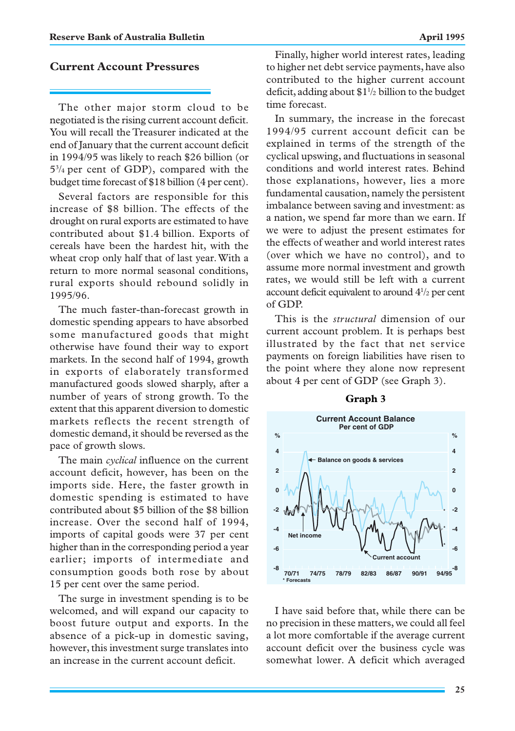## Current Account Pressures

The other major storm cloud to be negotiated is the rising current account deficit. You will recall the Treasurer indicated at the end of January that the current account deficit in 1994/95 was likely to reach $26 billion (or $5^3/_4$ per cent of GDP), compared with the budget time forecast of $18 billion (4 per cent).

Several factors are responsible for this increase of $8 billion. The effects of the drought on rural exports are estimated to have contributed about $1.4 billion. Exports of cereals have been the hardest hit, with the wheat crop only half that of last year. With a return to more normal seasonal conditions, rural exports should rebound solidly in 1995/96.

The much faster-than-forecast growth in domestic spending appears to have absorbed some manufactured goods that might otherwise have found their way to export markets. In the second half of 1994, growth in exports of elaborately transformed manufactured goods slowed sharply, after a number of years of strong growth. To the extent that this apparent diversion to domestic markets reflects the recent strength of domestic demand, it should be reversed as the pace of growth slows.

The main *cyclical* influence on the current account deficit, however, has been on the imports side. Here, the faster growth in domestic spending is estimated to have contributed about $5 billion of the $8 billion increase. Over the second half of 1994, imports of capital goods were 37 per cent higher than in the corresponding period a year earlier; imports of intermediate and consumption goods both rose by about 15 per cent over the same period.

The surge in investment spending is to be welcomed, and will expand our capacity to boost future output and exports. In the absence of a pick-up in domestic saving, however, this investment surge translates into an increase in the current account deficit.

Finally, higher world interest rates, leading to higher net debt service payments, have also contributed to the higher current account deficit, adding about $1^1/_2$ billion to the budget time forecast.

In summary, the increase in the forecast 1994/95 current account deficit can be explained in terms of the strength of the cyclical upswing, and fluctuations in seasonal conditions and world interest rates. Behind those explanations, however, lies a more fundamental causation, namely the persistent imbalance between saving and investment: as a nation, we spend far more than we earn. If we were to adjust the present estimates for the effects of weather and world interest rates (over which we have no control), and to assume more normal investment and growth rates, we would still be left with a current account deficit equivalent to around $4^1/_2$ per cent of GDP.

This is the *structural* dimension of our current account problem. It is perhaps best illustrated by the fact that net service payments on foreign liabilities have risen to the point where they alone now represent about 4 per cent of GDP (see Graph 3).

**Graph 3**

I have said before that, while there can be no precision in these matters, we could all feel a lot more comfortable if the average current account deficit over the business cycle was somewhat lower. A deficit which averaged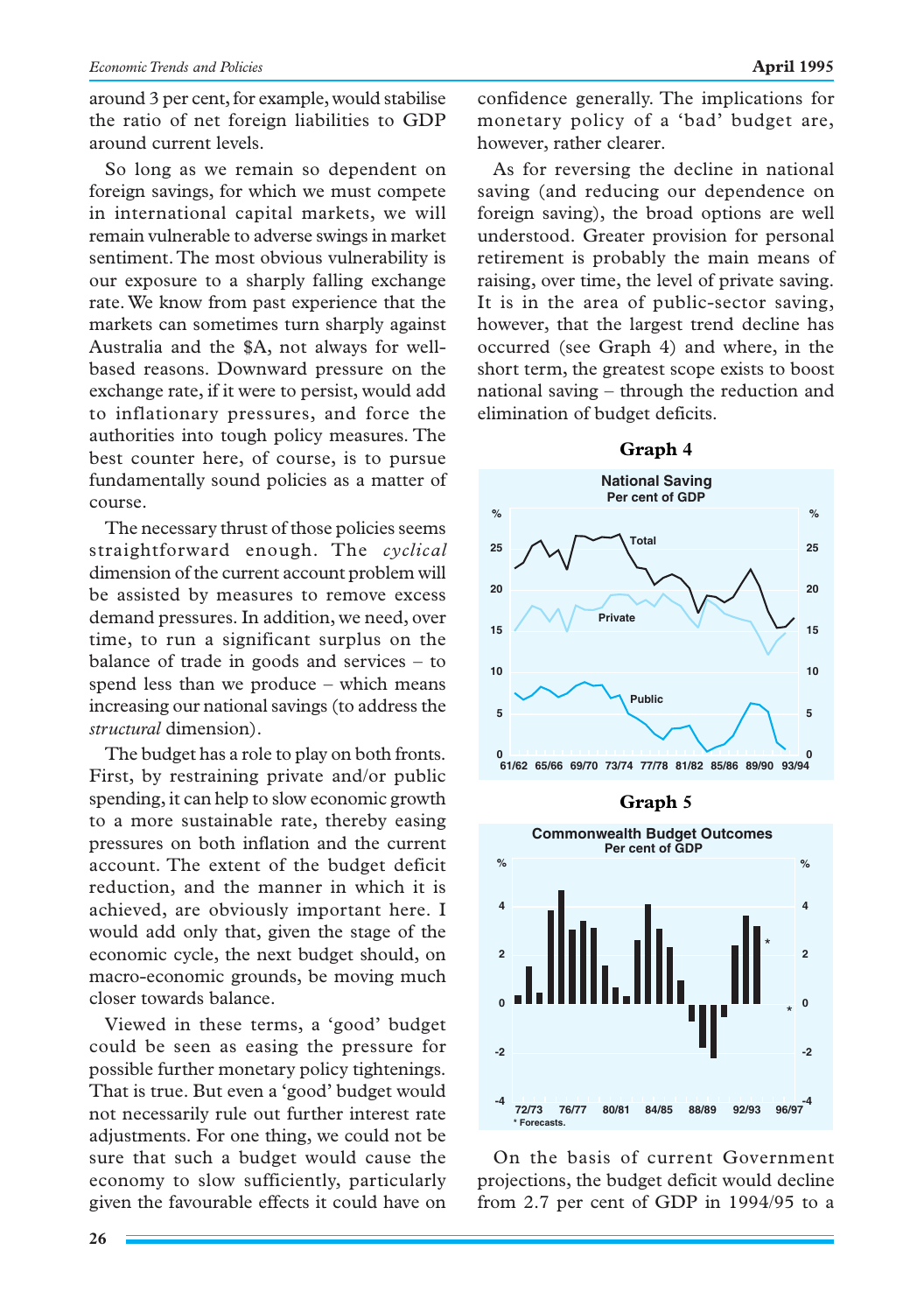around 3 per cent, for example, would stabilise the ratio of net foreign liabilities to GDP around current levels.

So long as we remain so dependent on foreign savings, for which we must compete in international capital markets, we will remain vulnerable to adverse swings in market sentiment. The most obvious vulnerability is our exposure to a sharply falling exchange rate. We know from past experience that the markets can sometimes turn sharply against Australia and the $A, not always for well-based reasons. Downward pressure on the exchange rate, if it were to persist, would add to inflationary pressures, and force the authorities into tough policy measures. The best counter here, of course, is to pursue fundamentally sound policies as a matter of course.

The necessary thrust of those policies seems straightforward enough. The *cyclical* dimension of the current account problem will be assisted by measures to remove excess demand pressures. In addition, we need, over time, to run a significant surplus on the balance of trade in goods and services – to spend less than we produce – which means increasing our national savings (to address the *structural* dimension).

The budget has a role to play on both fronts. First, by restraining private and/or public spending, it can help to slow economic growth to a more sustainable rate, thereby easing pressures on both inflation and the current account. The extent of the budget deficit reduction, and the manner in which it is achieved, are obviously important here. I would add only that, given the stage of the economic cycle, the next budget should, on macro-economic grounds, be moving much closer towards balance.

Viewed in these terms, a 'good' budget could be seen as easing the pressure for possible further monetary policy tightenings. That is true. But even a 'good' budget would not necessarily rule out further interest rate adjustments. For one thing, we could not be sure that such a budget would cause the economy to slow sufficiently, particularly given the favourable effects it could have on confidence generally. The implications for monetary policy of a 'bad' budget are, however, rather clearer.

As for reversing the decline in national saving (and reducing our dependence on foreign saving), the broad options are well understood. Greater provision for personal retirement is probably the main means of raising, over time, the level of private saving. It is in the area of public-sector saving, however, that the largest trend decline has occurred (see Graph 4) and where, in the short term, the greatest scope exists to boost national saving – through the reduction and elimination of budget deficits.

**Graph 4**

**National Saving**
Per cent of GDP

**Graph 5**

**Commonwealth Budget Outcomes**
Per cent of GDP

\* Forecasts.

On the basis of current Government projections, the budget deficit would decline from 2.7 per cent of GDP in 1994/95 to a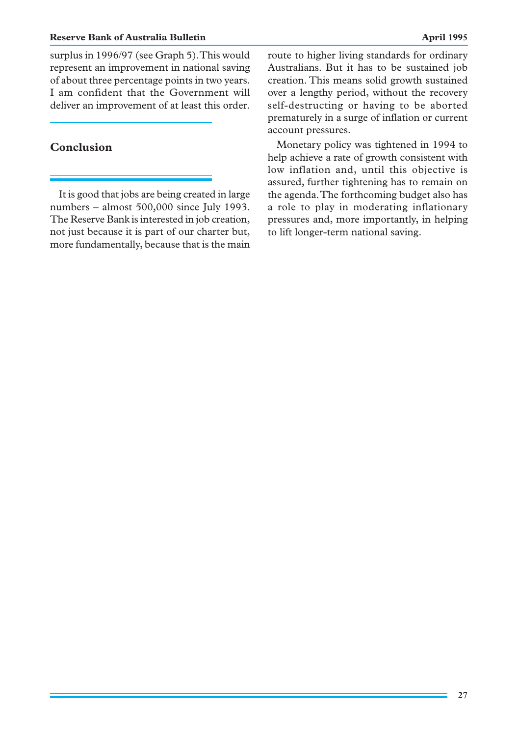surplus in 1996/97 (see Graph 5). This would represent an improvement in national saving of about three percentage points in two years. I am confident that the Government will deliver an improvement of at least this order.

## Conclusion

It is good that jobs are being created in large numbers – almost 500,000 since July 1993. The Reserve Bank is interested in job creation, not just because it is part of our charter but, more fundamentally, because that is the main route to higher living standards for ordinary Australians. But it has to be sustained job creation. This means solid growth sustained over a lengthy period, without the recovery self-destructing or having to be aborted prematurely in a surge of inflation or current account pressures.

Monetary policy was tightened in 1994 to help achieve a rate of growth consistent with low inflation and, until this objective is assured, further tightening has to remain on the agenda. The forthcoming budget also has a role to play in moderating inflationary pressures and, more importantly, in helping to lift longer-term national saving.